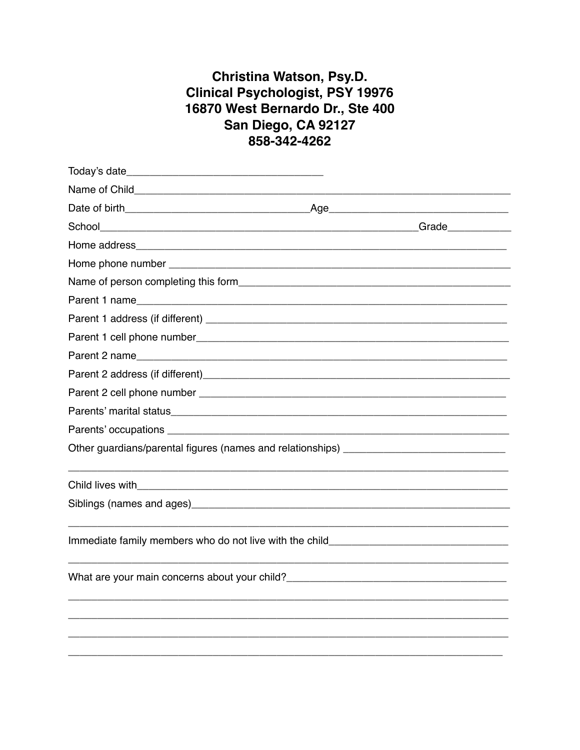**Christina Watson, Psy.D.**
**Clinical Psychologist, PSY 19976**
**16870 West Bernardo Dr., Ste 400**
**San Diego, CA 92127**
**858-342-4262**

Today's date__________________________________

Name of Child_________________________________________________________________

Date of birth________________________________Age______________________________

School________________________________________________________Grade___________

Home address_________________________________________________________________

Home phone number ___________________________________________________________

Name of person completing this form______________________________________________

Parent 1 name_________________________________________________________________

Parent 1 address (if different) ___________________________________________________

Parent 1 cell phone number______________________________________________________

Parent 2 name_________________________________________________________________

Parent 2 address (if different)____________________________________________________

Parent 2 cell phone number _____________________________________________________

Parents' marital status__________________________________________________________

Parents' occupations ___________________________________________________________

Other guardians/parental figures (names and relationships) ___________________________

_____________________________________________________________________________

Child lives with________________________________________________________________

Siblings (names and ages)_______________________________________________________

_____________________________________________________________________________

Immediate family members who do not live with the child_____________________________

_____________________________________________________________________________

What are your main concerns about your child?____________________________________

_____________________________________________________________________________

_____________________________________________________________________________

_____________________________________________________________________________

_____________________________________________________________________________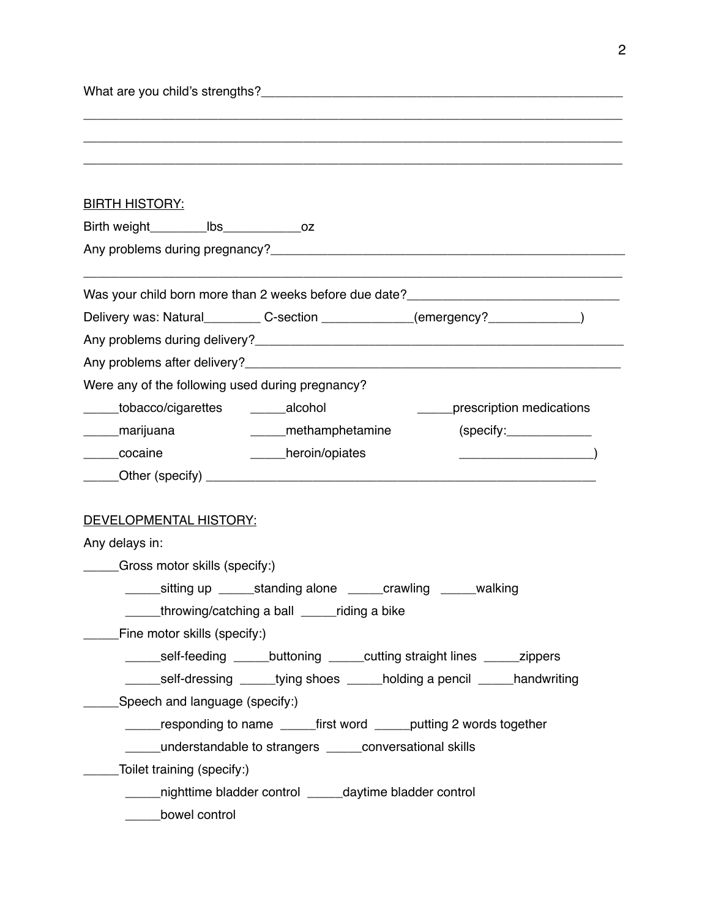What are you child's strengths?______________________________________________________

______________________________________________________________________________

______________________________________________________________________________

______________________________________________________________________________

<u>BIRTH HISTORY:</u>

Birth weight________lbs___________oz

Any problems during pregnancy?_______________________________________________

______________________________________________________________________________

Was your child born more than 2 weeks before due date?______________________________

Delivery was: Natural________ C-section ____________(emergency?____________)

Any problems during delivery?_________________________________________________

Any problems after delivery?___________________________________________________

Were any of the following used during pregnancy?

_____tobacco/cigarettes _____alcohol _____prescription medications

_____marijuana _____methamphetamine (specify:____________

_____cocaine _____heroin/opiates __________________)

_____Other (specify) _______________________________________________________

<u>DEVELOPMENTAL HISTORY:</u>

Any delays in:

_____Gross motor skills (specify:)

- _____sitting up _____standing alone _____crawling _____walking
- _____throwing/catching a ball _____riding a bike

_____Fine motor skills (specify:)

- _____self-feeding _____buttoning _____cutting straight lines _____zippers
- _____self-dressing _____tying shoes _____holding a pencil _____handwriting

_____Speech and language (specify:)

- _____responding to name _____first word _____putting 2 words together
- _____understandable to strangers _____conversational skills

_____Toilet training (specify:)

- _____nighttime bladder control _____daytime bladder control
- _____bowel control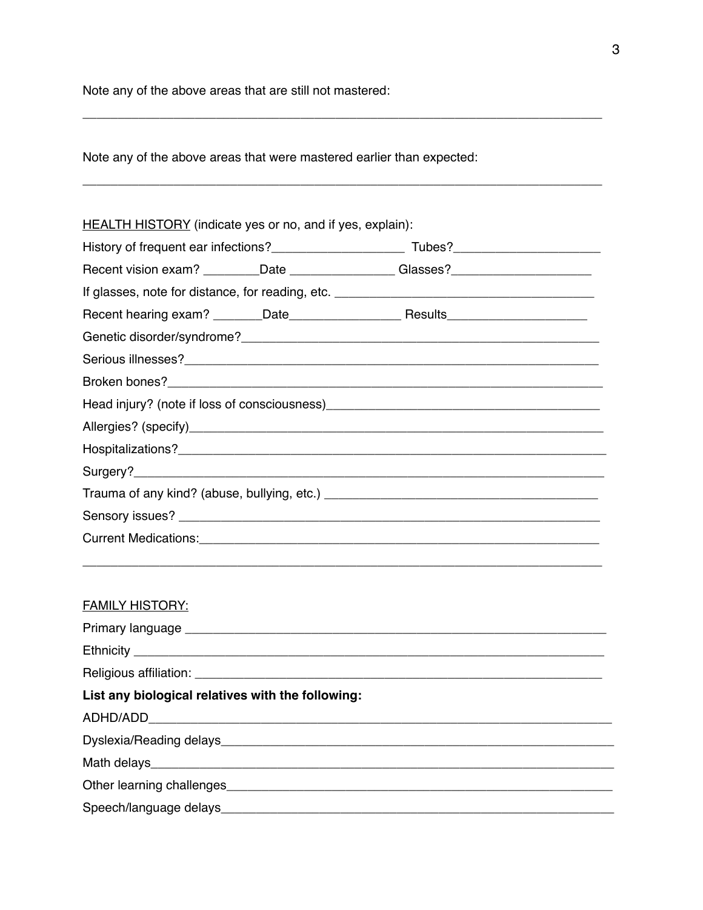Note any of the above areas that are still not mastered:

___________________________________________________________________________

Note any of the above areas that were mastered earlier than expected:

___________________________________________________________________________

<u>HEALTH HISTORY</u> (indicate yes or no, and if yes, explain):

History of frequent ear infections?___________________ Tubes?_____________________

Recent vision exam? ________Date _______________ Glasses?____________________

If glasses, note for distance, for reading, etc. _____________________________________

Recent hearing exam? _______Date________________ Results____________________

Genetic disorder/syndrome?_____________________________________________________

Serious illnesses?___________________________________________________________

Broken bones?______________________________________________________________

Head injury? (note if loss of consciousness)_________________________________________

Allergies? (specify)__________________________________________________________

Hospitalizations?____________________________________________________________

Surgery?__________________________________________________________________

Trauma of any kind? (abuse, bullying, etc.) ________________________________________

Sensory issues? ____________________________________________________________

Current Medications:_________________________________________________________

___________________________________________________________________________

<u>FAMILY HISTORY:</u>

Primary language ___________________________________________________________

Ethnicity _________________________________________________________________

Religious affiliation: _________________________________________________________

**List any biological relatives with the following:**

ADHD/ADD_________________________________________________________________

Dyslexia/Reading delays_______________________________________________________

Math delays________________________________________________________________

Other learning challenges______________________________________________________

Speech/language delays_______________________________________________________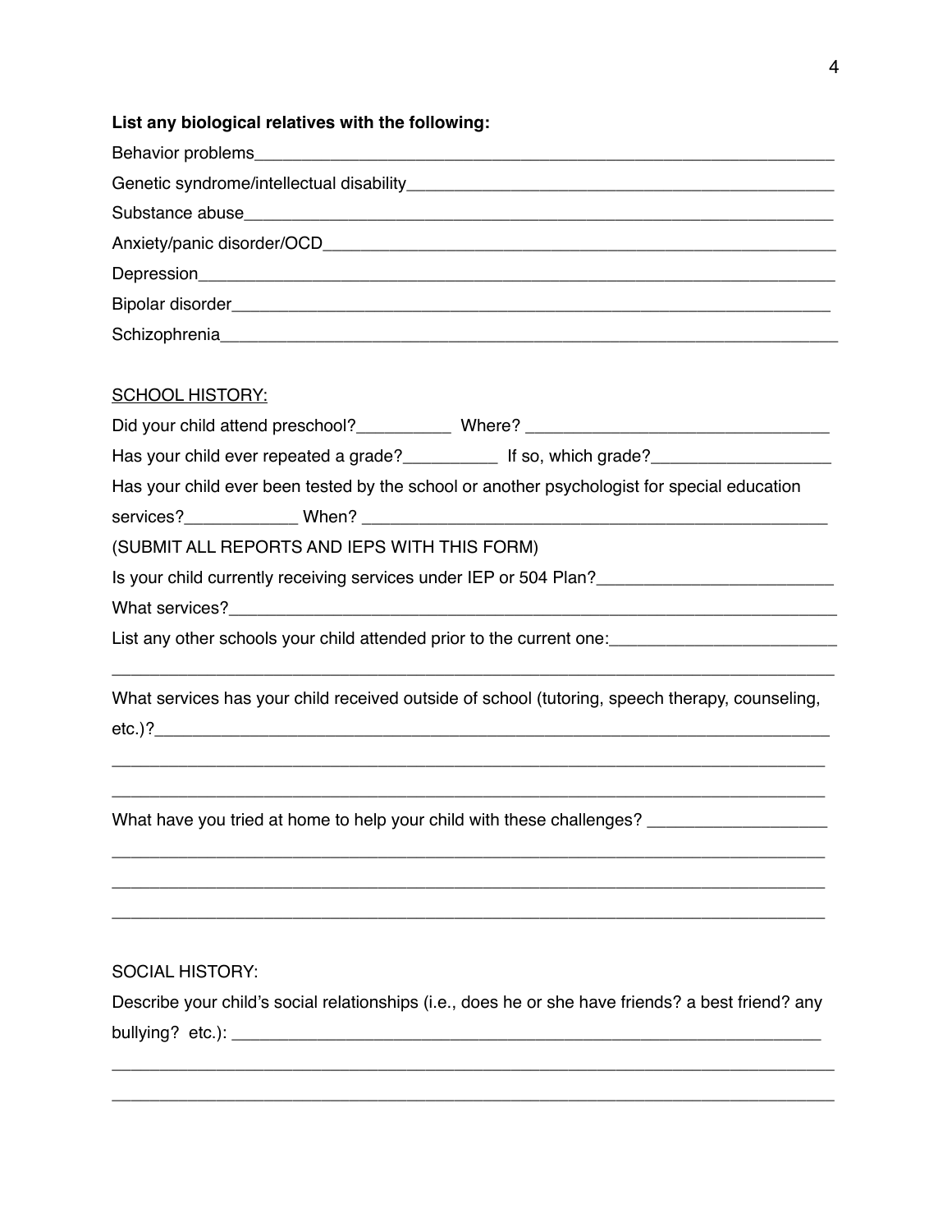**List any biological relatives with the following:**

Behavior problems_______________________________________________________________

Genetic syndrome/intellectual disability_____________________________________________

Substance abuse_________________________________________________________________

Anxiety/panic disorder/OCD______________________________________________________

Depression______________________________________________________________________

Bipolar disorder_________________________________________________________________

Schizophrenia____________________________________________________________________

<u>SCHOOL HISTORY:</u>

Did your child attend preschool?__________ Where? ________________________________

Has your child ever repeated a grade?__________ If so, which grade?___________________

Has your child ever been tested by the school or another psychologist for special education services?____________ When? __________________________________________________

(SUBMIT ALL REPORTS AND IEPS WITH THIS FORM)

Is your child currently receiving services under IEP or 504 Plan?_________________________

What services?___________________________________________________________________

List any other schools your child attended prior to the current one:________________________

_______________________________________________________________________________

What services has your child received outside of school (tutoring, speech therapy, counseling, etc.)?__________________________________________________________________________

_______________________________________________________________________________

_______________________________________________________________________________

What have you tried at home to help your child with these challenges? ___________________

_______________________________________________________________________________

_______________________________________________________________________________

_______________________________________________________________________________

SOCIAL HISTORY:

Describe your child's social relationships (i.e., does he or she have friends? a best friend? any bullying? etc.): _________________________________________________________________

_______________________________________________________________________________

_______________________________________________________________________________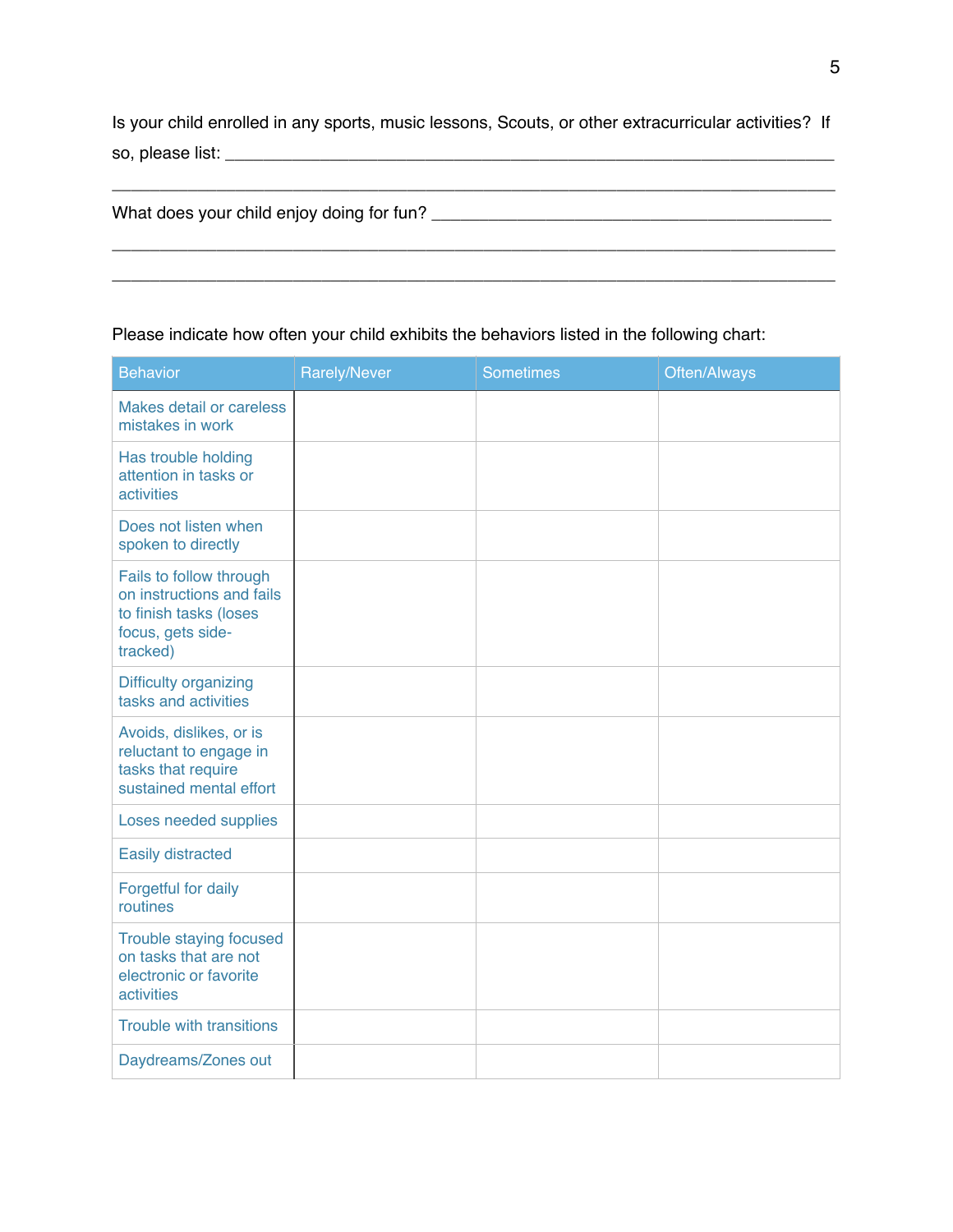Is your child enrolled in any sports, music lessons, Scouts, or other extracurricular activities? If so, please list: ___________________________________________________________________

___________________________________________________________________________

What does your child enjoy doing for fun? ___________________________________________

___________________________________________________________________________

___________________________________________________________________________

Please indicate how often your child exhibits the behaviors listed in the following chart:

| Behavior | Rarely/Never | Sometimes | Often/Always |
|---|---|---|---|
| Makes detail or careless mistakes in work | | | |
| Has trouble holding attention in tasks or activities | | | |
| Does not listen when spoken to directly | | | |
| Fails to follow through on instructions and fails to finish tasks (loses focus, gets side-tracked) | | | |
| Difficulty organizing tasks and activities | | | |
| Avoids, dislikes, or is reluctant to engage in tasks that require sustained mental effort | | | |
| Loses needed supplies | | | |
| Easily distracted | | | |
| Forgetful for daily routines | | | |
| Trouble staying focused on tasks that are not electronic or favorite activities | | | |
| Trouble with transitions | | | |
| Daydreams/Zones out | | | |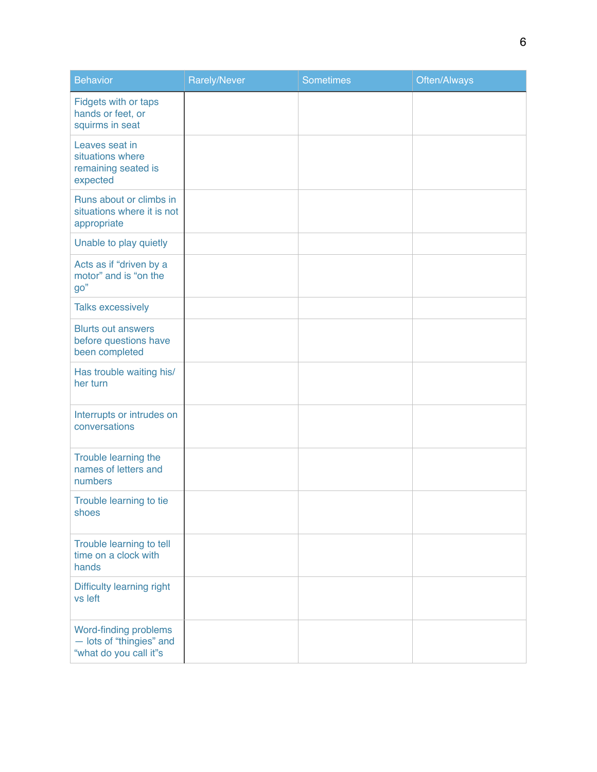| Behavior | Rarely/Never | Sometimes | Often/Always |
| --- | --- | --- | --- |
| Fidgets with or taps hands or feet, or squirms in seat | | | |
| Leaves seat in situations where remaining seated is expected | | | |
| Runs about or climbs in situations where it is not appropriate | | | |
| Unable to play quietly | | | |
| Acts as if “driven by a motor” and is “on the go” | | | |
| Talks excessively | | | |
| Blurts out answers before questions have been completed | | | |
| Has trouble waiting his/her turn | | | |
| Interrupts or intrudes on conversations | | | |
| Trouble learning the names of letters and numbers | | | |
| Trouble learning to tie shoes | | | |
| Trouble learning to tell time on a clock with hands | | | |
| Difficulty learning right vs left | | | |
| Word-finding problems — lots of “thingies” and “what do you call it”s | | | |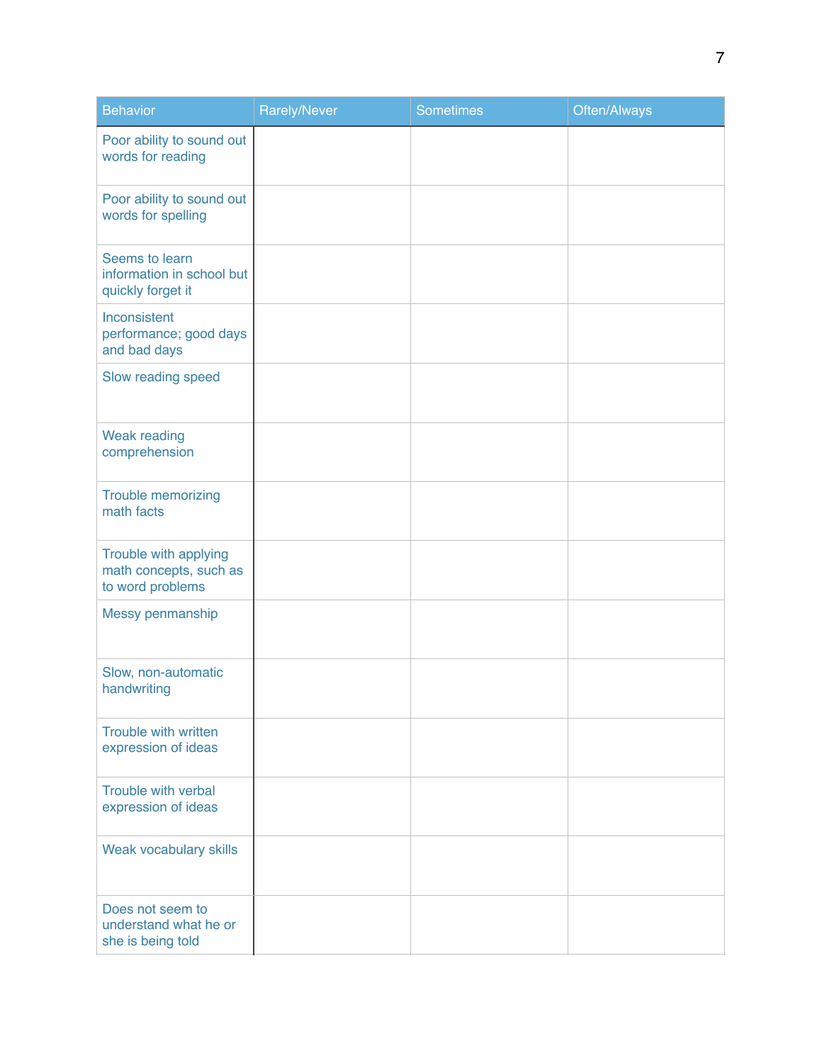| Behavior | Rarely/Never | Sometimes | Often/Always |
| --- | --- | --- | --- |
| Poor ability to sound out words for reading | | | |
| Poor ability to sound out words for spelling | | | |
| Seems to learn information in school but quickly forget it | | | |
| Inconsistent performance; good days and bad days | | | |
| Slow reading speed | | | |
| Weak reading comprehension | | | |
| Trouble memorizing math facts | | | |
| Trouble with applying math concepts, such as to word problems | | | |
| Messy penmanship | | | |
| Slow, non-automatic handwriting | | | |
| Trouble with written expression of ideas | | | |
| Trouble with verbal expression of ideas | | | |
| Weak vocabulary skills | | | |
| Does not seem to understand what he or she is being told | | | |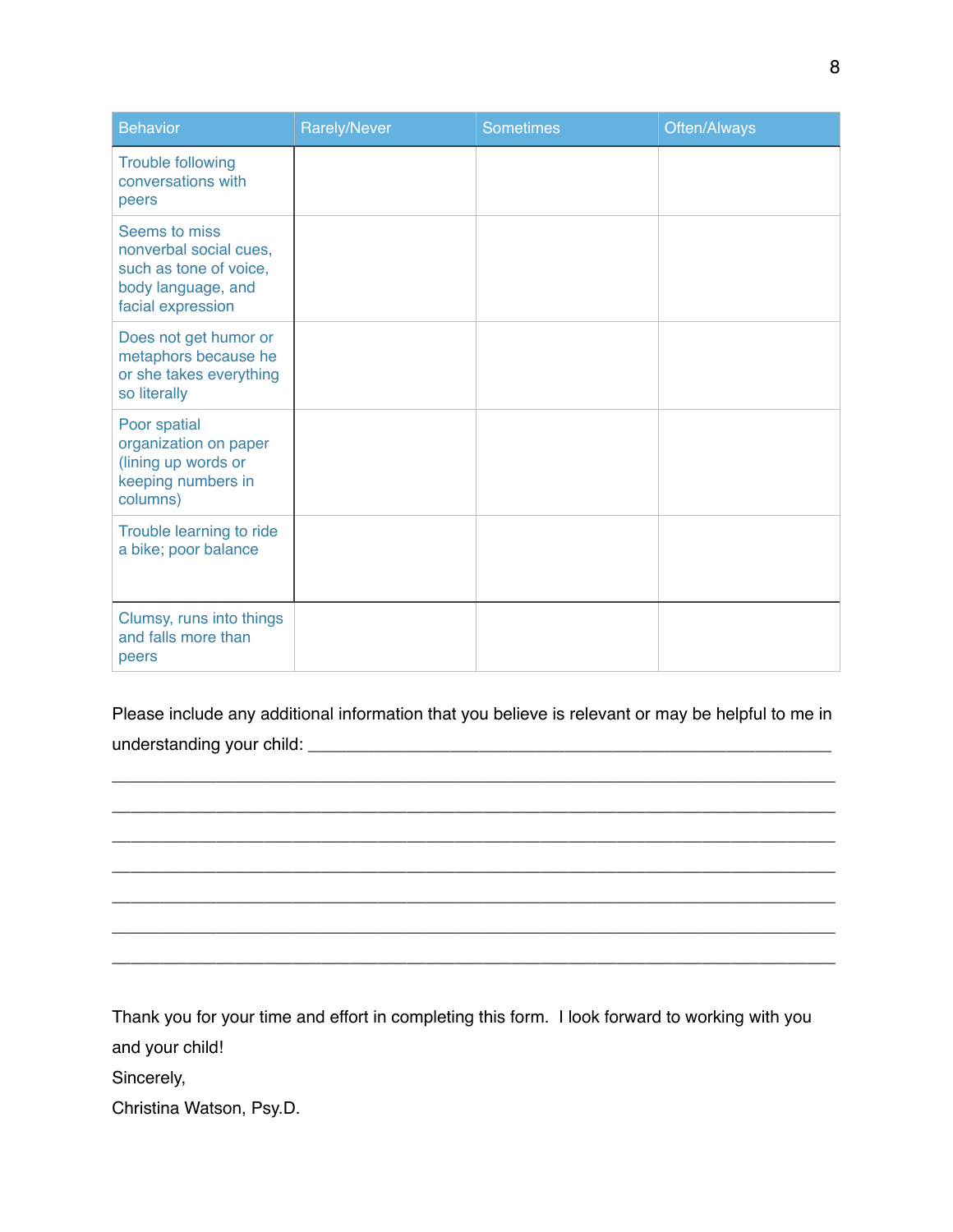| Behavior | Rarely/Never | Sometimes | Often/Always |
|---|---|---|---|
| Trouble following conversations with peers | | | |
| Seems to miss nonverbal social cues, such as tone of voice, body language, and facial expression | | | |
| Does not get humor or metaphors because he or she takes everything so literally | | | |
| Poor spatial organization on paper (lining up words or keeping numbers in columns) | | | |
| Trouble learning to ride a bike; poor balance | | | |
| Clumsy, runs into things and falls more than peers | | | |

Please include any additional information that you believe is relevant or may be helpful to me in understanding your child: ____________________________________________________________

______________________________________________________________________________

______________________________________________________________________________

______________________________________________________________________________

______________________________________________________________________________

______________________________________________________________________________

______________________________________________________________________________

______________________________________________________________________________

Thank you for your time and effort in completing this form. I look forward to working with you and your child!

Sincerely,

Christina Watson, Psy.D.